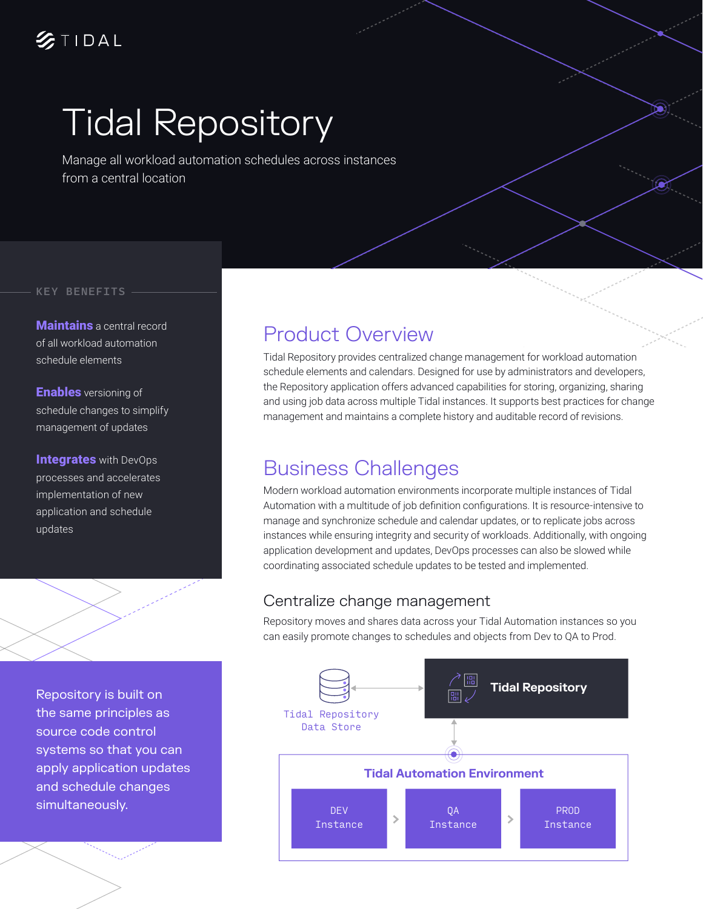TIDAL

# Tidal Repository

Manage all workload automation schedules across instances from a central location

## KEY BENEFITS

**Maintains** a central record of all workload automation schedule elements

**Enables** versioning of schedule changes to simplify management of updates

**Integrates** with DevOps processes and accelerates implementation of new application and schedule updates

Repository is built on the same principles as source code control systems so that you can apply application updates and schedule changes simultaneously.

## Product Overview

Tidal Repository provides centralized change management for workload automation schedule elements and calendars. Designed for use by administrators and developers, the Repository application offers advanced capabilities for storing, organizing, sharing and using job data across multiple Tidal instances. It supports best practices for change management and maintains a complete history and auditable record of revisions.

## Business Challenges

Modern workload automation environments incorporate multiple instances of Tidal Automation with a multitude of job definition configurations. It is resource-intensive to manage and synchronize schedule and calendar updates, or to replicate jobs across instances while ensuring integrity and security of workloads. Additionally, with ongoing application development and updates, DevOps processes can also be slowed while coordinating associated schedule updates to be tested and implemented.

### Centralize change management

Repository moves and shares data across your Tidal Automation instances so you can easily promote changes to schedules and objects from Dev to QA to Prod.

Tidal Repository Data Store ↔ Tidal Repository

Tidal Automation Environment: DEV Instance > QA Instance > PROD Instance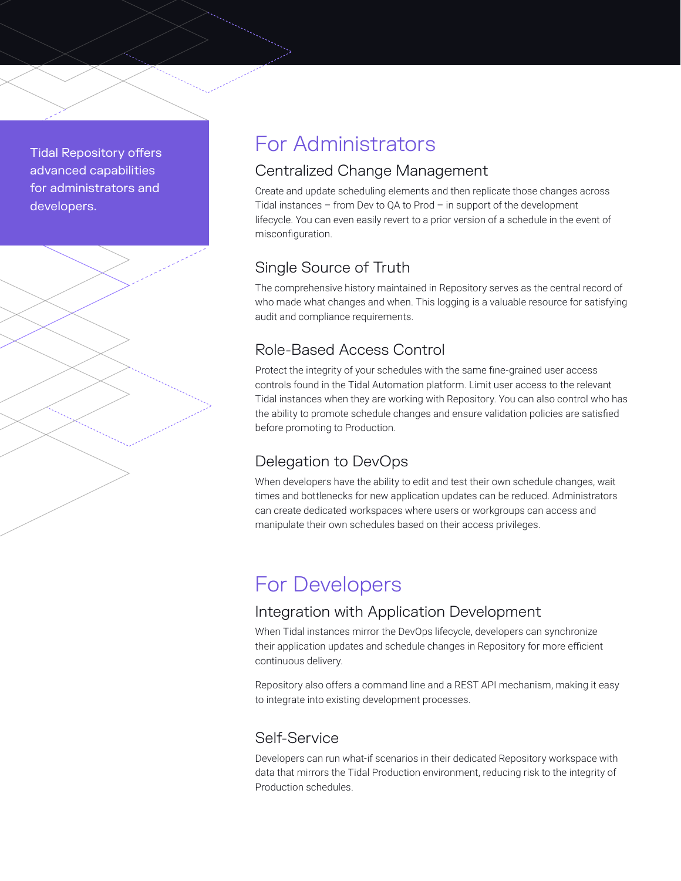Tidal Repository offers advanced capabilities for administrators and developers.

# For Administrators

## Centralized Change Management

Create and update scheduling elements and then replicate those changes across Tidal instances – from Dev to QA to Prod – in support of the development lifecycle. You can even easily revert to a prior version of a schedule in the event of misconfiguration.

## Single Source of Truth

The comprehensive history maintained in Repository serves as the central record of who made what changes and when. This logging is a valuable resource for satisfying audit and compliance requirements.

## Role-Based Access Control

Protect the integrity of your schedules with the same fine-grained user access controls found in the Tidal Automation platform. Limit user access to the relevant Tidal instances when they are working with Repository. You can also control who has the ability to promote schedule changes and ensure validation policies are satisfied before promoting to Production.

## Delegation to DevOps

When developers have the ability to edit and test their own schedule changes, wait times and bottlenecks for new application updates can be reduced. Administrators can create dedicated workspaces where users or workgroups can access and manipulate their own schedules based on their access privileges.

# For Developers

## Integration with Application Development

When Tidal instances mirror the DevOps lifecycle, developers can synchronize their application updates and schedule changes in Repository for more efficient continuous delivery.

Repository also offers a command line and a REST API mechanism, making it easy to integrate into existing development processes.

## Self-Service

Developers can run what-if scenarios in their dedicated Repository workspace with data that mirrors the Tidal Production environment, reducing risk to the integrity of Production schedules.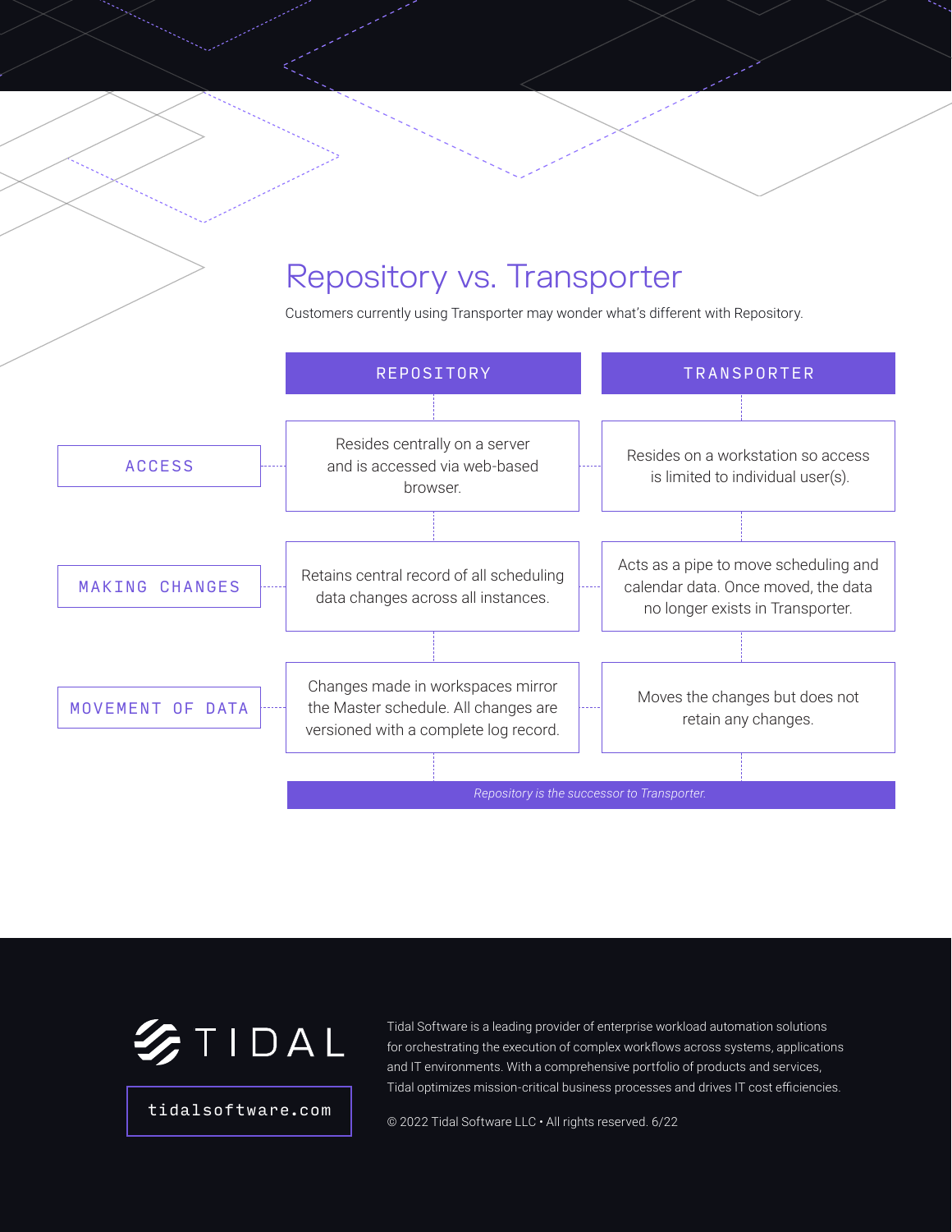# Repository vs. Transporter

Customers currently using Transporter may wonder what's different with Repository.

| | REPOSITORY | TRANSPORTER |
|---|---|---|
| ACCESS | Resides centrally on a server and is accessed via web-based browser. | Resides on a workstation so access is limited to individual user(s). |
| MAKING CHANGES | Retains central record of all scheduling data changes across all instances. | Acts as a pipe to move scheduling and calendar data. Once moved, the data no longer exists in Transporter. |
| MOVEMENT OF DATA | Changes made in workspaces mirror the Master schedule. All changes are versioned with a complete log record. | Moves the changes but does not retain any changes. |

*Repository is the successor to Transporter.*

TIDAL

tidalsoftware.com

Tidal Software is a leading provider of enterprise workload automation solutions for orchestrating the execution of complex workflows across systems, applications and IT environments. With a comprehensive portfolio of products and services, Tidal optimizes mission-critical business processes and drives IT cost efficiencies.

© 2022 Tidal Software LLC • All rights reserved. 6/22